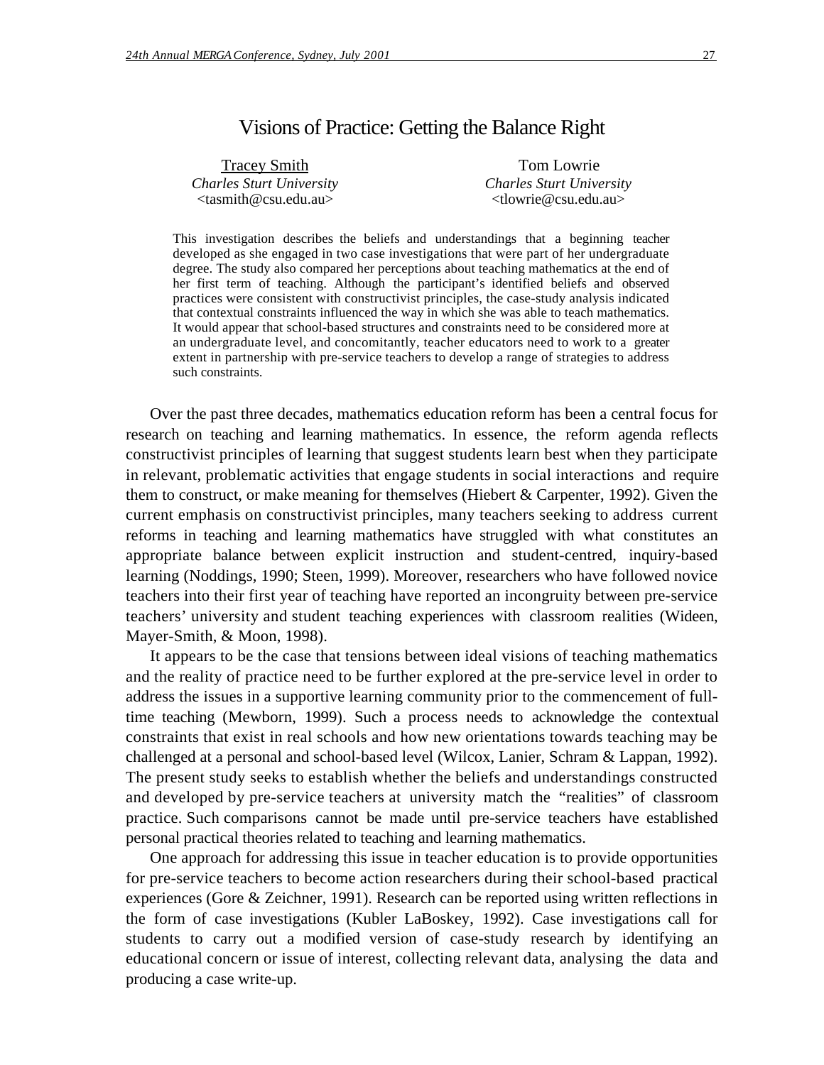# Visions of Practice: Getting the Balance Right

Tracey Smith
*Charles Sturt University*
<tasmith@csu.edu.au>

Tom Lowrie
*Charles Sturt University*
<tlowrie@csu.edu.au>

This investigation describes the beliefs and understandings that a beginning teacher developed as she engaged in two case investigations that were part of her undergraduate degree. The study also compared her perceptions about teaching mathematics at the end of her first term of teaching. Although the participant's identified beliefs and observed practices were consistent with constructivist principles, the case-study analysis indicated that contextual constraints influenced the way in which she was able to teach mathematics. It would appear that school-based structures and constraints need to be considered more at an undergraduate level, and concomitantly, teacher educators need to work to a greater extent in partnership with pre-service teachers to develop a range of strategies to address such constraints.

Over the past three decades, mathematics education reform has been a central focus for research on teaching and learning mathematics. In essence, the reform agenda reflects constructivist principles of learning that suggest students learn best when they participate in relevant, problematic activities that engage students in social interactions and require them to construct, or make meaning for themselves (Hiebert & Carpenter, 1992). Given the current emphasis on constructivist principles, many teachers seeking to address current reforms in teaching and learning mathematics have struggled with what constitutes an appropriate balance between explicit instruction and student-centred, inquiry-based learning (Noddings, 1990; Steen, 1999). Moreover, researchers who have followed novice teachers into their first year of teaching have reported an incongruity between pre-service teachers' university and student teaching experiences with classroom realities (Wideen, Mayer-Smith, & Moon, 1998).

It appears to be the case that tensions between ideal visions of teaching mathematics and the reality of practice need to be further explored at the pre-service level in order to address the issues in a supportive learning community prior to the commencement of full-time teaching (Mewborn, 1999). Such a process needs to acknowledge the contextual constraints that exist in real schools and how new orientations towards teaching may be challenged at a personal and school-based level (Wilcox, Lanier, Schram & Lappan, 1992). The present study seeks to establish whether the beliefs and understandings constructed and developed by pre-service teachers at university match the "realities" of classroom practice. Such comparisons cannot be made until pre-service teachers have established personal practical theories related to teaching and learning mathematics.

One approach for addressing this issue in teacher education is to provide opportunities for pre-service teachers to become action researchers during their school-based practical experiences (Gore & Zeichner, 1991). Research can be reported using written reflections in the form of case investigations (Kubler LaBoskey, 1992). Case investigations call for students to carry out a modified version of case-study research by identifying an educational concern or issue of interest, collecting relevant data, analysing the data and producing a case write-up.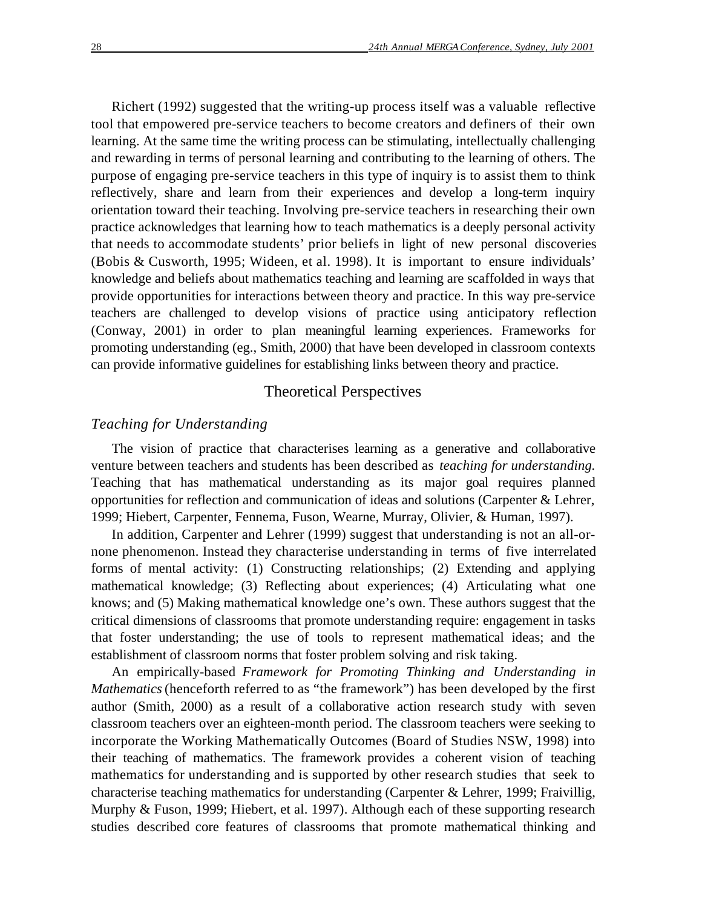Richert (1992) suggested that the writing-up process itself was a valuable reflective tool that empowered pre-service teachers to become creators and definers of their own learning. At the same time the writing process can be stimulating, intellectually challenging and rewarding in terms of personal learning and contributing to the learning of others. The purpose of engaging pre-service teachers in this type of inquiry is to assist them to think reflectively, share and learn from their experiences and develop a long-term inquiry orientation toward their teaching. Involving pre-service teachers in researching their own practice acknowledges that learning how to teach mathematics is a deeply personal activity that needs to accommodate students' prior beliefs in light of new personal discoveries (Bobis & Cusworth, 1995; Wideen, et al. 1998). It is important to ensure individuals' knowledge and beliefs about mathematics teaching and learning are scaffolded in ways that provide opportunities for interactions between theory and practice. In this way pre-service teachers are challenged to develop visions of practice using anticipatory reflection (Conway, 2001) in order to plan meaningful learning experiences. Frameworks for promoting understanding (eg., Smith, 2000) that have been developed in classroom contexts can provide informative guidelines for establishing links between theory and practice.

## Theoretical Perspectives

### *Teaching for Understanding*

The vision of practice that characterises learning as a generative and collaborative venture between teachers and students has been described as *teaching for understanding.* Teaching that has mathematical understanding as its major goal requires planned opportunities for reflection and communication of ideas and solutions (Carpenter & Lehrer, 1999; Hiebert, Carpenter, Fennema, Fuson, Wearne, Murray, Olivier, & Human, 1997).

In addition, Carpenter and Lehrer (1999) suggest that understanding is not an all-or-none phenomenon. Instead they characterise understanding in terms of five interrelated forms of mental activity: (1) Constructing relationships; (2) Extending and applying mathematical knowledge; (3) Reflecting about experiences; (4) Articulating what one knows; and (5) Making mathematical knowledge one's own. These authors suggest that the critical dimensions of classrooms that promote understanding require: engagement in tasks that foster understanding; the use of tools to represent mathematical ideas; and the establishment of classroom norms that foster problem solving and risk taking.

An empirically-based *Framework for Promoting Thinking and Understanding in Mathematics* (henceforth referred to as "the framework") has been developed by the first author (Smith, 2000) as a result of a collaborative action research study with seven classroom teachers over an eighteen-month period. The classroom teachers were seeking to incorporate the Working Mathematically Outcomes (Board of Studies NSW, 1998) into their teaching of mathematics. The framework provides a coherent vision of teaching mathematics for understanding and is supported by other research studies that seek to characterise teaching mathematics for understanding (Carpenter & Lehrer, 1999; Fraivillig, Murphy & Fuson, 1999; Hiebert, et al. 1997). Although each of these supporting research studies described core features of classrooms that promote mathematical thinking and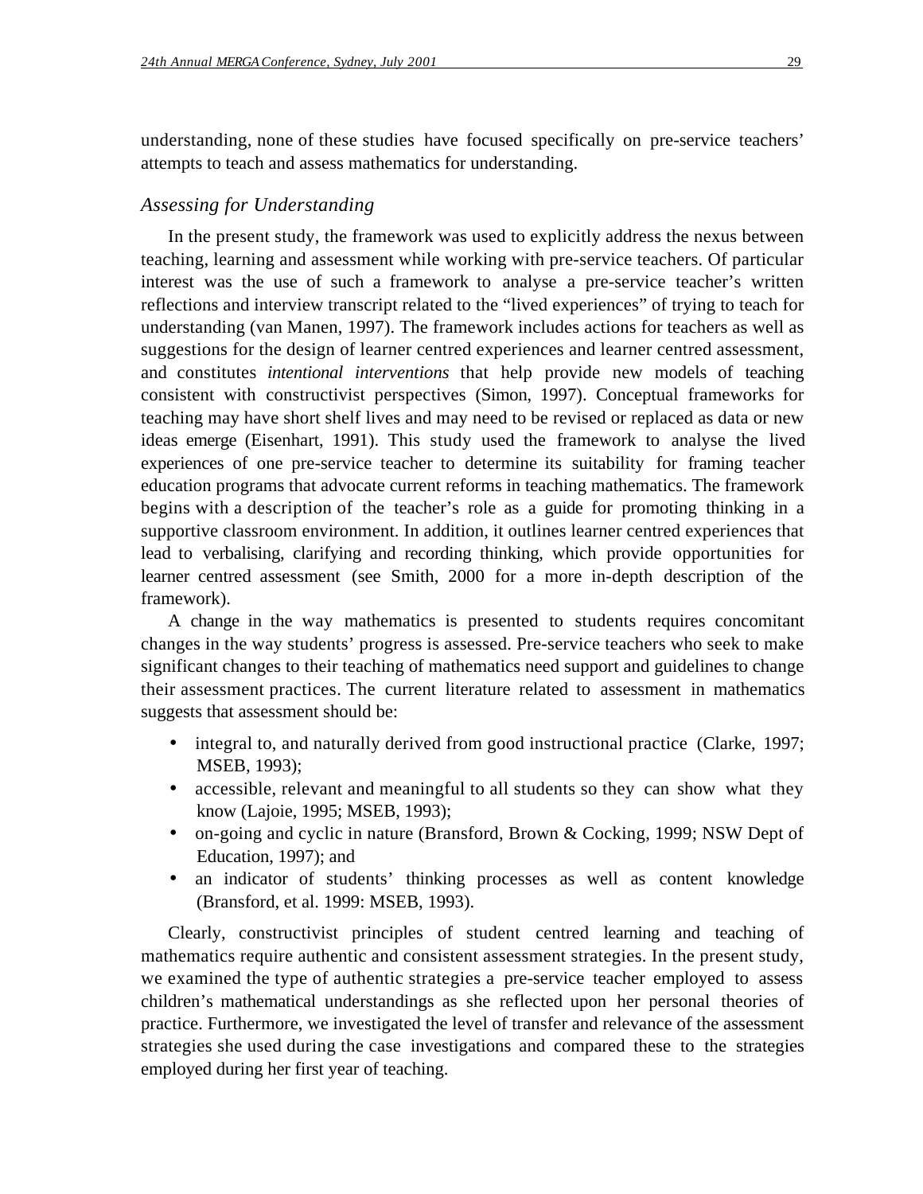understanding, none of these studies have focused specifically on pre-service teachers' attempts to teach and assess mathematics for understanding.

### *Assessing for Understanding*

In the present study, the framework was used to explicitly address the nexus between teaching, learning and assessment while working with pre-service teachers. Of particular interest was the use of such a framework to analyse a pre-service teacher's written reflections and interview transcript related to the "lived experiences" of trying to teach for understanding (van Manen, 1997). The framework includes actions for teachers as well as suggestions for the design of learner centred experiences and learner centred assessment, and constitutes *intentional interventions* that help provide new models of teaching consistent with constructivist perspectives (Simon, 1997). Conceptual frameworks for teaching may have short shelf lives and may need to be revised or replaced as data or new ideas emerge (Eisenhart, 1991). This study used the framework to analyse the lived experiences of one pre-service teacher to determine its suitability for framing teacher education programs that advocate current reforms in teaching mathematics. The framework begins with a description of the teacher's role as a guide for promoting thinking in a supportive classroom environment. In addition, it outlines learner centred experiences that lead to verbalising, clarifying and recording thinking, which provide opportunities for learner centred assessment (see Smith, 2000 for a more in-depth description of the framework).

A change in the way mathematics is presented to students requires concomitant changes in the way students' progress is assessed. Pre-service teachers who seek to make significant changes to their teaching of mathematics need support and guidelines to change their assessment practices. The current literature related to assessment in mathematics suggests that assessment should be:

- integral to, and naturally derived from good instructional practice (Clarke, 1997; MSEB, 1993);
- accessible, relevant and meaningful to all students so they can show what they know (Lajoie, 1995; MSEB, 1993);
- on-going and cyclic in nature (Bransford, Brown & Cocking, 1999; NSW Dept of Education, 1997); and
- an indicator of students' thinking processes as well as content knowledge (Bransford, et al. 1999: MSEB, 1993).

Clearly, constructivist principles of student centred learning and teaching of mathematics require authentic and consistent assessment strategies. In the present study, we examined the type of authentic strategies a pre-service teacher employed to assess children's mathematical understandings as she reflected upon her personal theories of practice. Furthermore, we investigated the level of transfer and relevance of the assessment strategies she used during the case investigations and compared these to the strategies employed during her first year of teaching.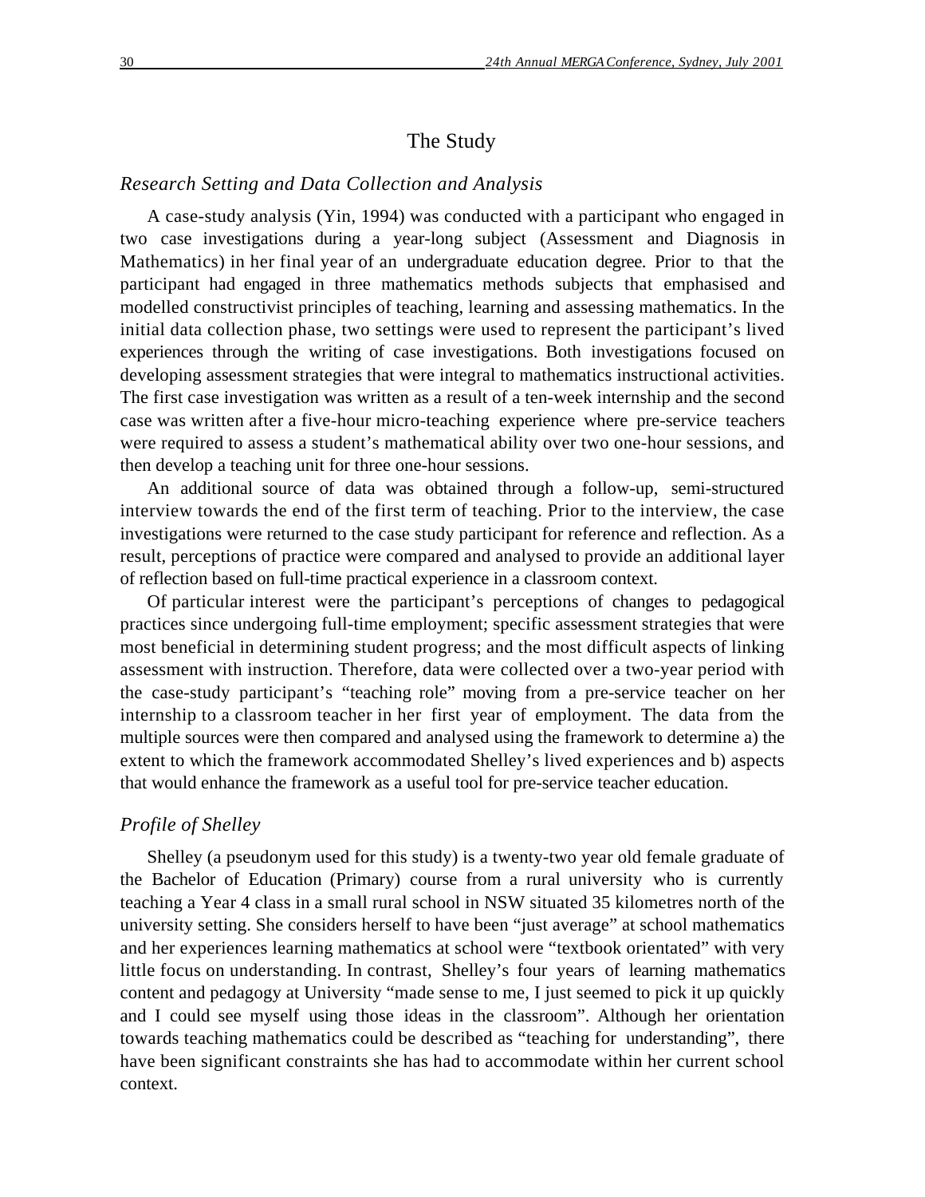## The Study

### *Research Setting and Data Collection and Analysis*

A case-study analysis (Yin, 1994) was conducted with a participant who engaged in two case investigations during a year-long subject (Assessment and Diagnosis in Mathematics) in her final year of an undergraduate education degree. Prior to that the participant had engaged in three mathematics methods subjects that emphasised and modelled constructivist principles of teaching, learning and assessing mathematics. In the initial data collection phase, two settings were used to represent the participant's lived experiences through the writing of case investigations. Both investigations focused on developing assessment strategies that were integral to mathematics instructional activities. The first case investigation was written as a result of a ten-week internship and the second case was written after a five-hour micro-teaching experience where pre-service teachers were required to assess a student's mathematical ability over two one-hour sessions, and then develop a teaching unit for three one-hour sessions.

An additional source of data was obtained through a follow-up, semi-structured interview towards the end of the first term of teaching. Prior to the interview, the case investigations were returned to the case study participant for reference and reflection. As a result, perceptions of practice were compared and analysed to provide an additional layer of reflection based on full-time practical experience in a classroom context.

Of particular interest were the participant's perceptions of changes to pedagogical practices since undergoing full-time employment; specific assessment strategies that were most beneficial in determining student progress; and the most difficult aspects of linking assessment with instruction. Therefore, data were collected over a two-year period with the case-study participant's "teaching role" moving from a pre-service teacher on her internship to a classroom teacher in her first year of employment. The data from the multiple sources were then compared and analysed using the framework to determine a) the extent to which the framework accommodated Shelley's lived experiences and b) aspects that would enhance the framework as a useful tool for pre-service teacher education.

### *Profile of Shelley*

Shelley (a pseudonym used for this study) is a twenty-two year old female graduate of the Bachelor of Education (Primary) course from a rural university who is currently teaching a Year 4 class in a small rural school in NSW situated 35 kilometres north of the university setting. She considers herself to have been "just average" at school mathematics and her experiences learning mathematics at school were "textbook orientated" with very little focus on understanding. In contrast, Shelley's four years of learning mathematics content and pedagogy at University "made sense to me, I just seemed to pick it up quickly and I could see myself using those ideas in the classroom". Although her orientation towards teaching mathematics could be described as "teaching for understanding", there have been significant constraints she has had to accommodate within her current school context.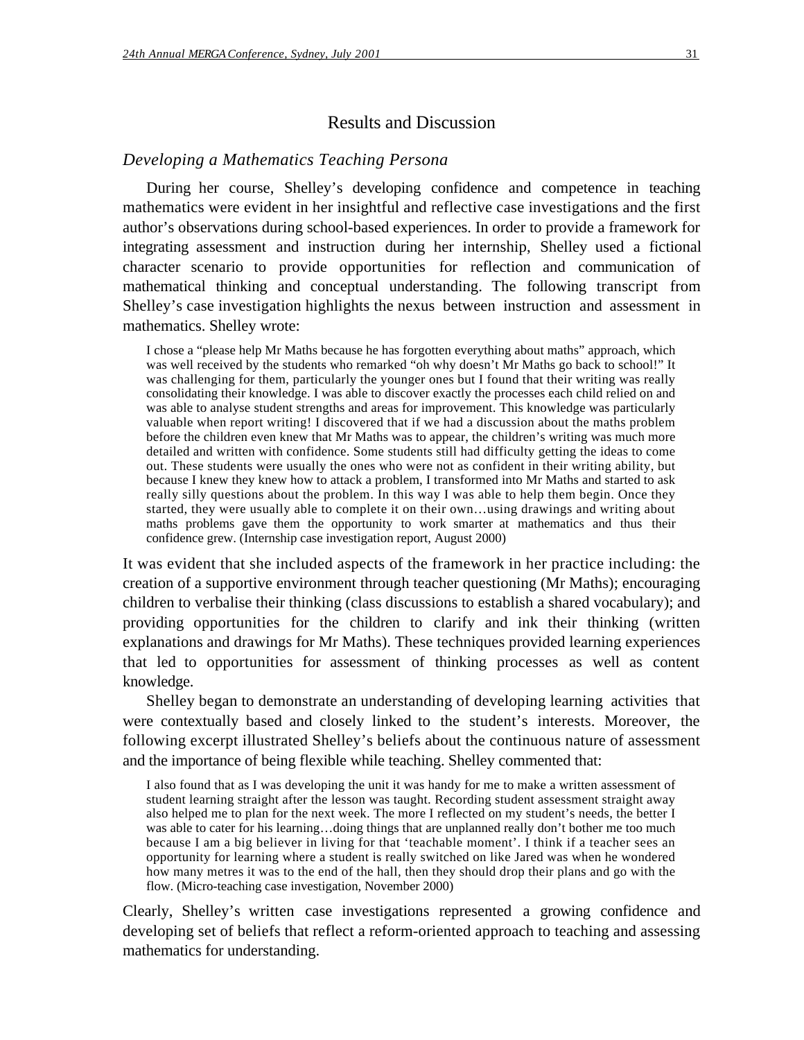## Results and Discussion

### *Developing a Mathematics Teaching Persona*

During her course, Shelley's developing confidence and competence in teaching mathematics were evident in her insightful and reflective case investigations and the first author's observations during school-based experiences. In order to provide a framework for integrating assessment and instruction during her internship, Shelley used a fictional character scenario to provide opportunities for reflection and communication of mathematical thinking and conceptual understanding. The following transcript from Shelley's case investigation highlights the nexus between instruction and assessment in mathematics. Shelley wrote:

> I chose a "please help Mr Maths because he has forgotten everything about maths" approach, which was well received by the students who remarked "oh why doesn't Mr Maths go back to school!" It was challenging for them, particularly the younger ones but I found that their writing was really consolidating their knowledge. I was able to discover exactly the processes each child relied on and was able to analyse student strengths and areas for improvement. This knowledge was particularly valuable when report writing! I discovered that if we had a discussion about the maths problem before the children even knew that Mr Maths was to appear, the children's writing was much more detailed and written with confidence. Some students still had difficulty getting the ideas to come out. These students were usually the ones who were not as confident in their writing ability, but because I knew they knew how to attack a problem, I transformed into Mr Maths and started to ask really silly questions about the problem. In this way I was able to help them begin. Once they started, they were usually able to complete it on their own…using drawings and writing about maths problems gave them the opportunity to work smarter at mathematics and thus their confidence grew. (Internship case investigation report, August 2000)

It was evident that she included aspects of the framework in her practice including: the creation of a supportive environment through teacher questioning (Mr Maths); encouraging children to verbalise their thinking (class discussions to establish a shared vocabulary); and providing opportunities for the children to clarify and ink their thinking (written explanations and drawings for Mr Maths). These techniques provided learning experiences that led to opportunities for assessment of thinking processes as well as content knowledge.

Shelley began to demonstrate an understanding of developing learning activities that were contextually based and closely linked to the student's interests. Moreover, the following excerpt illustrated Shelley's beliefs about the continuous nature of assessment and the importance of being flexible while teaching. Shelley commented that:

> I also found that as I was developing the unit it was handy for me to make a written assessment of student learning straight after the lesson was taught. Recording student assessment straight away also helped me to plan for the next week. The more I reflected on my student's needs, the better I was able to cater for his learning…doing things that are unplanned really don't bother me too much because I am a big believer in living for that 'teachable moment'. I think if a teacher sees an opportunity for learning where a student is really switched on like Jared was when he wondered how many metres it was to the end of the hall, then they should drop their plans and go with the flow. (Micro-teaching case investigation, November 2000)

Clearly, Shelley's written case investigations represented a growing confidence and developing set of beliefs that reflect a reform-oriented approach to teaching and assessing mathematics for understanding.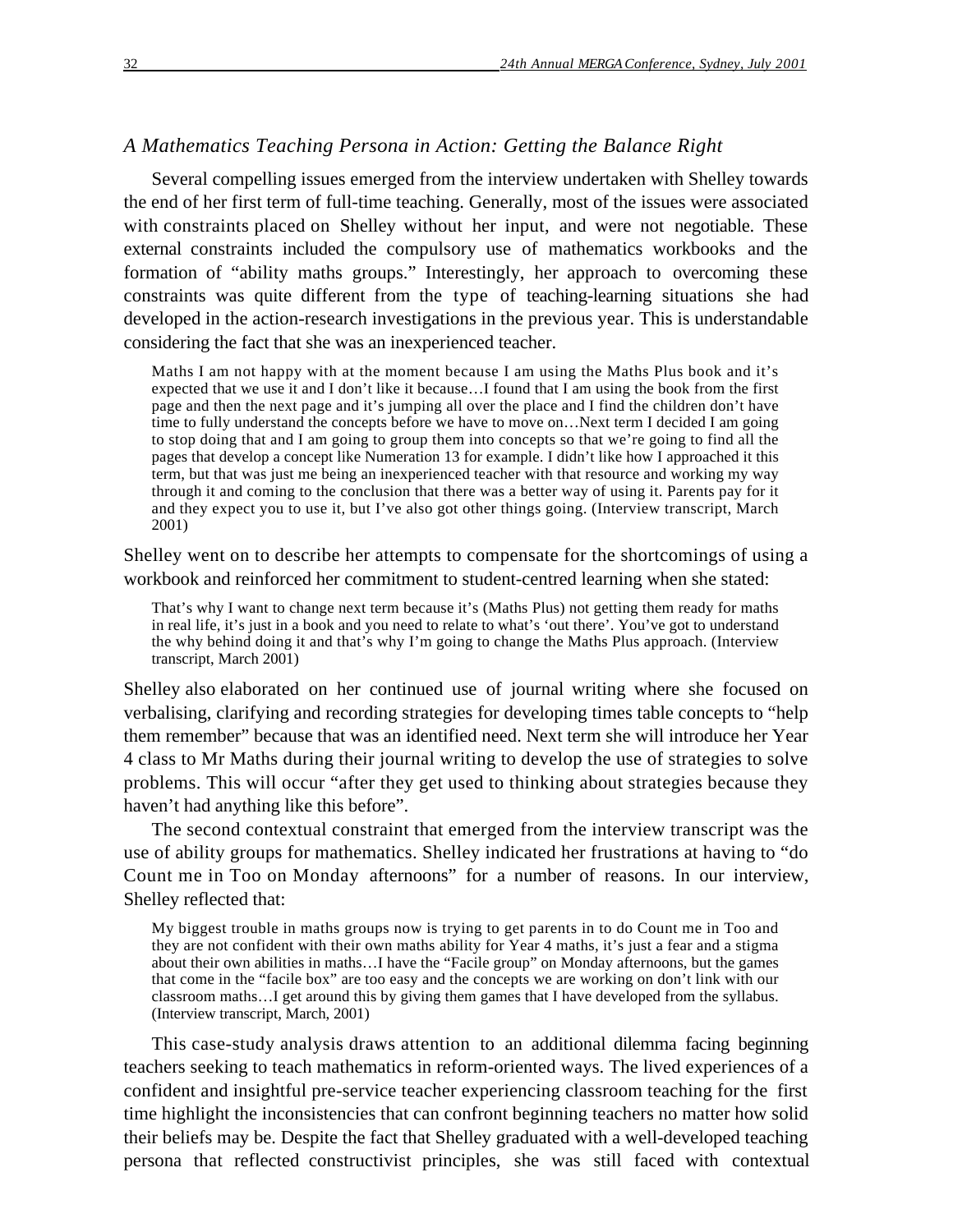### *A Mathematics Teaching Persona in Action: Getting the Balance Right*

Several compelling issues emerged from the interview undertaken with Shelley towards the end of her first term of full-time teaching. Generally, most of the issues were associated with constraints placed on Shelley without her input, and were not negotiable. These external constraints included the compulsory use of mathematics workbooks and the formation of "ability maths groups." Interestingly, her approach to overcoming these constraints was quite different from the type of teaching-learning situations she had developed in the action-research investigations in the previous year. This is understandable considering the fact that she was an inexperienced teacher.

> Maths I am not happy with at the moment because I am using the Maths Plus book and it's expected that we use it and I don't like it because…I found that I am using the book from the first page and then the next page and it's jumping all over the place and I find the children don't have time to fully understand the concepts before we have to move on…Next term I decided I am going to stop doing that and I am going to group them into concepts so that we're going to find all the pages that develop a concept like Numeration 13 for example. I didn't like how I approached it this term, but that was just me being an inexperienced teacher with that resource and working my way through it and coming to the conclusion that there was a better way of using it. Parents pay for it and they expect you to use it, but I've also got other things going. (Interview transcript, March 2001)

Shelley went on to describe her attempts to compensate for the shortcomings of using a workbook and reinforced her commitment to student-centred learning when she stated:

> That's why I want to change next term because it's (Maths Plus) not getting them ready for maths in real life, it's just in a book and you need to relate to what's 'out there'. You've got to understand the why behind doing it and that's why I'm going to change the Maths Plus approach. (Interview transcript, March 2001)

Shelley also elaborated on her continued use of journal writing where she focused on verbalising, clarifying and recording strategies for developing times table concepts to "help them remember" because that was an identified need. Next term she will introduce her Year 4 class to Mr Maths during their journal writing to develop the use of strategies to solve problems. This will occur "after they get used to thinking about strategies because they haven't had anything like this before".

The second contextual constraint that emerged from the interview transcript was the use of ability groups for mathematics. Shelley indicated her frustrations at having to "do Count me in Too on Monday afternoons" for a number of reasons. In our interview, Shelley reflected that:

> My biggest trouble in maths groups now is trying to get parents in to do Count me in Too and they are not confident with their own maths ability for Year 4 maths, it's just a fear and a stigma about their own abilities in maths…I have the "Facile group" on Monday afternoons, but the games that come in the "facile box" are too easy and the concepts we are working on don't link with our classroom maths…I get around this by giving them games that I have developed from the syllabus. (Interview transcript, March, 2001)

This case-study analysis draws attention to an additional dilemma facing beginning teachers seeking to teach mathematics in reform-oriented ways. The lived experiences of a confident and insightful pre-service teacher experiencing classroom teaching for the first time highlight the inconsistencies that can confront beginning teachers no matter how solid their beliefs may be. Despite the fact that Shelley graduated with a well-developed teaching persona that reflected constructivist principles, she was still faced with contextual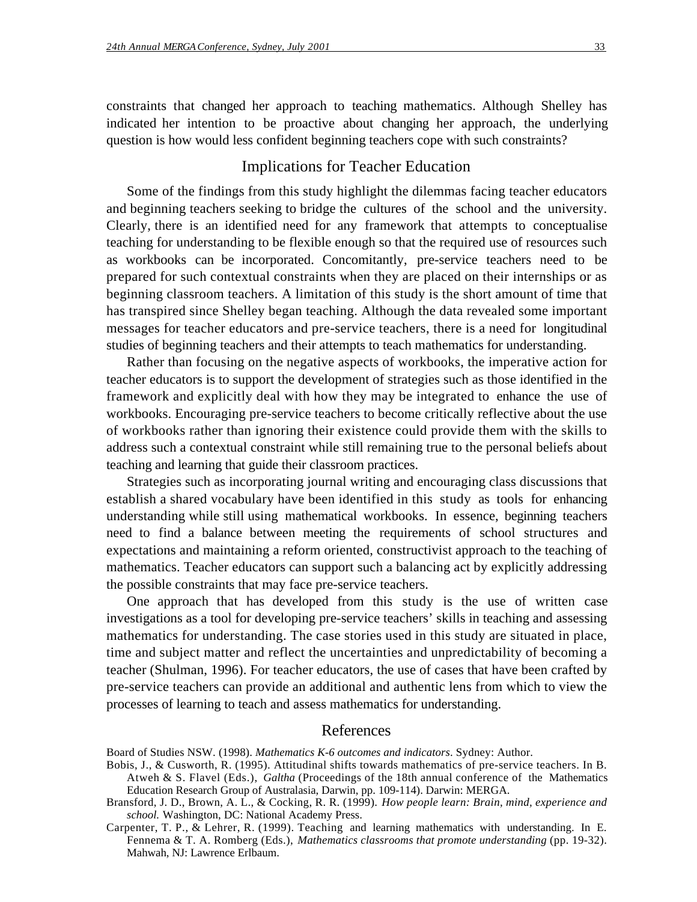constraints that changed her approach to teaching mathematics. Although Shelley has indicated her intention to be proactive about changing her approach, the underlying question is how would less confident beginning teachers cope with such constraints?

## Implications for Teacher Education

Some of the findings from this study highlight the dilemmas facing teacher educators and beginning teachers seeking to bridge the cultures of the school and the university. Clearly, there is an identified need for any framework that attempts to conceptualise teaching for understanding to be flexible enough so that the required use of resources such as workbooks can be incorporated. Concomitantly, pre-service teachers need to be prepared for such contextual constraints when they are placed on their internships or as beginning classroom teachers. A limitation of this study is the short amount of time that has transpired since Shelley began teaching. Although the data revealed some important messages for teacher educators and pre-service teachers, there is a need for longitudinal studies of beginning teachers and their attempts to teach mathematics for understanding.

Rather than focusing on the negative aspects of workbooks, the imperative action for teacher educators is to support the development of strategies such as those identified in the framework and explicitly deal with how they may be integrated to enhance the use of workbooks. Encouraging pre-service teachers to become critically reflective about the use of workbooks rather than ignoring their existence could provide them with the skills to address such a contextual constraint while still remaining true to the personal beliefs about teaching and learning that guide their classroom practices.

Strategies such as incorporating journal writing and encouraging class discussions that establish a shared vocabulary have been identified in this study as tools for enhancing understanding while still using mathematical workbooks. In essence, beginning teachers need to find a balance between meeting the requirements of school structures and expectations and maintaining a reform oriented, constructivist approach to the teaching of mathematics. Teacher educators can support such a balancing act by explicitly addressing the possible constraints that may face pre-service teachers.

One approach that has developed from this study is the use of written case investigations as a tool for developing pre-service teachers' skills in teaching and assessing mathematics for understanding. The case stories used in this study are situated in place, time and subject matter and reflect the uncertainties and unpredictability of becoming a teacher (Shulman, 1996). For teacher educators, the use of cases that have been crafted by pre-service teachers can provide an additional and authentic lens from which to view the processes of learning to teach and assess mathematics for understanding.

## References

Board of Studies NSW. (1998). *Mathematics K-6 outcomes and indicators*. Sydney: Author.

Bobis, J., & Cusworth, R. (1995). Attitudinal shifts towards mathematics of pre-service teachers. In B. Atweh & S. Flavel (Eds.), *Galtha* (Proceedings of the 18th annual conference of the Mathematics Education Research Group of Australasia, Darwin, pp. 109-114). Darwin: MERGA.

Bransford, J. D., Brown, A. L., & Cocking, R. R. (1999). *How people learn: Brain, mind, experience and school.* Washington, DC: National Academy Press.

Carpenter, T. P., & Lehrer, R. (1999). Teaching and learning mathematics with understanding. In E. Fennema & T. A. Romberg (Eds.), *Mathematics classrooms that promote understanding* (pp. 19-32). Mahwah, NJ: Lawrence Erlbaum.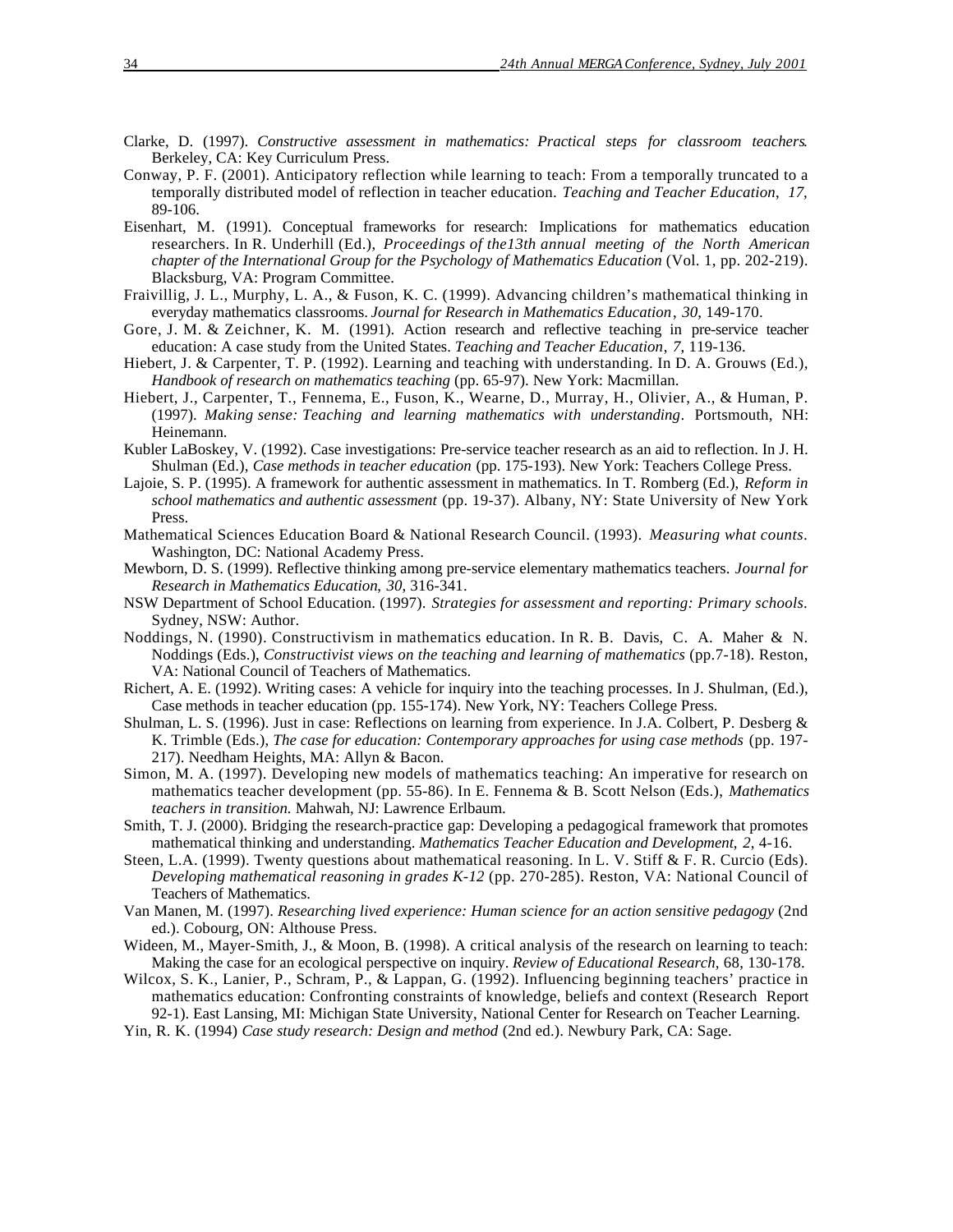Clarke, D. (1997). *Constructive assessment in mathematics: Practical steps for classroom teachers*. Berkeley, CA: Key Curriculum Press.

Conway, P. F. (2001). Anticipatory reflection while learning to teach: From a temporally truncated to a temporally distributed model of reflection in teacher education. *Teaching and Teacher Education*, *17*, 89-106.

Eisenhart, M. (1991). Conceptual frameworks for research: Implications for mathematics education researchers. In R. Underhill (Ed.), *Proceedings of the13th annual meeting of the North American chapter of the International Group for the Psychology of Mathematics Education* (Vol. 1, pp. 202-219). Blacksburg, VA: Program Committee.

Fraivillig, J. L., Murphy, L. A., & Fuson, K. C. (1999). Advancing children's mathematical thinking in everyday mathematics classrooms. *Journal for Research in Mathematics Education*, *30*, 149-170.

Gore, J. M. & Zeichner, K. M. (1991). Action research and reflective teaching in pre-service teacher education: A case study from the United States. *Teaching and Teacher Education*, *7*, 119-136.

Hiebert, J. & Carpenter, T. P. (1992). Learning and teaching with understanding. In D. A. Grouws (Ed.), *Handbook of research on mathematics teaching* (pp. 65-97). New York: Macmillan.

Hiebert, J., Carpenter, T., Fennema, E., Fuson, K., Wearne, D., Murray, H., Olivier, A., & Human, P. (1997). *Making sense: Teaching and learning mathematics with understanding*. Portsmouth, NH: Heinemann.

Kubler LaBoskey, V. (1992). Case investigations: Pre-service teacher research as an aid to reflection. In J. H. Shulman (Ed.), *Case methods in teacher education* (pp. 175-193). New York: Teachers College Press.

Lajoie, S. P. (1995). A framework for authentic assessment in mathematics. In T. Romberg (Ed.), *Reform in school mathematics and authentic assessment* (pp. 19-37). Albany, NY: State University of New York Press.

Mathematical Sciences Education Board & National Research Council. (1993). *Measuring what counts*. Washington, DC: National Academy Press.

Mewborn, D. S. (1999). Reflective thinking among pre-service elementary mathematics teachers. *Journal for Research in Mathematics Education, 30*, 316-341.

NSW Department of School Education. (1997). *Strategies for assessment and reporting: Primary schools*. Sydney, NSW: Author.

Noddings, N. (1990). Constructivism in mathematics education. In R. B. Davis, C. A. Maher & N. Noddings (Eds.), *Constructivist views on the teaching and learning of mathematics* (pp.7-18). Reston, VA: National Council of Teachers of Mathematics.

Richert, A. E. (1992). Writing cases: A vehicle for inquiry into the teaching processes. In J. Shulman, (Ed.), Case methods in teacher education (pp. 155-174). New York, NY: Teachers College Press.

Shulman, L. S. (1996). Just in case: Reflections on learning from experience. In J.A. Colbert, P. Desberg & K. Trimble (Eds.), *The case for education: Contemporary approaches for using case methods* (pp. 197-217). Needham Heights, MA: Allyn & Bacon.

Simon, M. A. (1997). Developing new models of mathematics teaching: An imperative for research on mathematics teacher development (pp. 55-86). In E. Fennema & B. Scott Nelson (Eds.), *Mathematics teachers in transition.* Mahwah, NJ: Lawrence Erlbaum.

Smith, T. J. (2000). Bridging the research-practice gap: Developing a pedagogical framework that promotes mathematical thinking and understanding. *Mathematics Teacher Education and Development*, *2*, 4-16.

Steen, L.A. (1999). Twenty questions about mathematical reasoning. In L. V. Stiff & F. R. Curcio (Eds). *Developing mathematical reasoning in grades K-12* (pp. 270-285). Reston, VA: National Council of Teachers of Mathematics.

Van Manen, M. (1997). *Researching lived experience: Human science for an action sensitive pedagogy* (2nd ed.). Cobourg, ON: Althouse Press.

Wideen, M., Mayer-Smith, J., & Moon, B. (1998). A critical analysis of the research on learning to teach: Making the case for an ecological perspective on inquiry. *Review of Educational Research*, 68, 130-178.

Wilcox, S. K., Lanier, P., Schram, P., & Lappan, G. (1992). Influencing beginning teachers' practice in mathematics education: Confronting constraints of knowledge, beliefs and context (Research Report 92-1). East Lansing, MI: Michigan State University, National Center for Research on Teacher Learning.

Yin, R. K. (1994) *Case study research: Design and method* (2nd ed.). Newbury Park, CA: Sage.